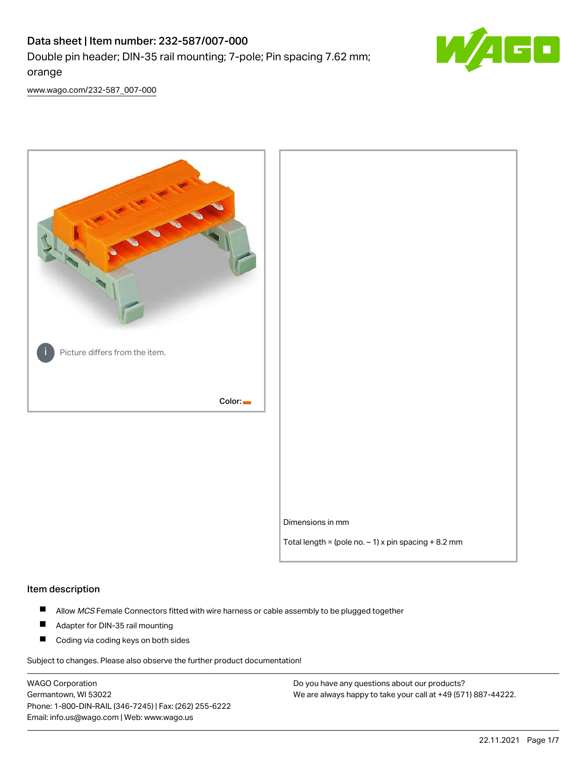# Data sheet | Item number: 232-587/007-000

Double pin header; DIN-35 rail mounting; 7-pole; Pin spacing 7.62 mm; orange

www.wago.com/232-587_007-000

Picture differs from the item.

Color:

Dimensions in mm

Total length = (pole no. – 1) x pin spacing + 8.2 mm

## Item description

- Allow *MCS* Female Connectors fitted with wire harness or cable assembly to be plugged together
- Adapter for DIN-35 rail mounting
- Coding via coding keys on both sides

Subject to changes. Please also observe the further product documentation!

WAGO Corporation
Germantown, WI 53022
Phone: 1-800-DIN-RAIL (346-7245) | Fax: (262) 255-6222
Email: info.us@wago.com | Web: www.wago.us

Do you have any questions about our products?
We are always happy to take your call at +49 (571) 887-44222.

22.11.2021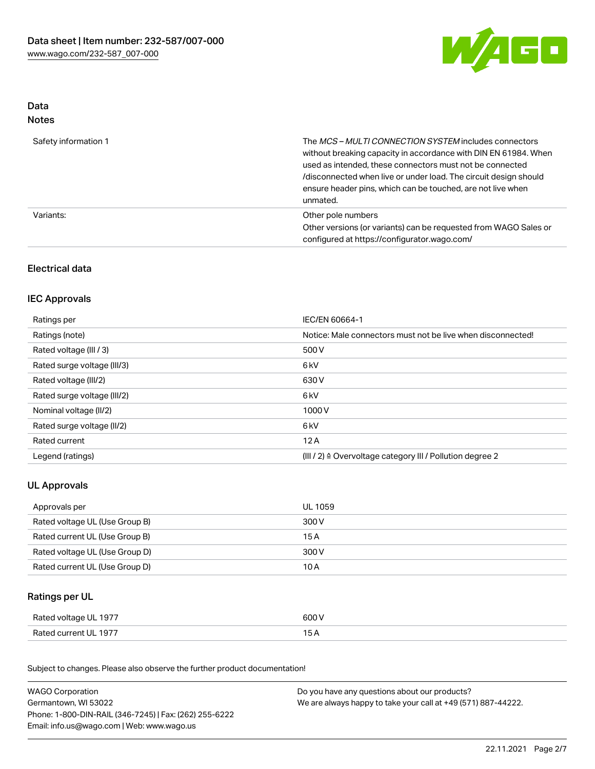## Data
### Notes

| | |
|---|---|
| Safety information 1 | The *MCS – MULTI CONNECTION SYSTEM* includes connectors without breaking capacity in accordance with DIN EN 61984. When used as intended, these connectors must not be connected /disconnected when live or under load. The circuit design should ensure header pins, which can be touched, are not live when unmated. |
| Variants: | Other pole numbers<br>Other versions (or variants) can be requested from WAGO Sales or configured at https://configurator.wago.com/ |

### Electrical data

### IEC Approvals

| | |
|---|---|
| Ratings per | IEC/EN 60664-1 |
| Ratings (note) | Notice: Male connectors must not be live when disconnected! |
| Rated voltage (III / 3) | 500 V |
| Rated surge voltage (III/3) | 6 kV |
| Rated voltage (III/2) | 630 V |
| Rated surge voltage (III/2) | 6 kV |
| Nominal voltage (II/2) | 1000 V |
| Rated surge voltage (II/2) | 6 kV |
| Rated current | 12 A |
| Legend (ratings) | (III / 2) ≙ Overvoltage category III / Pollution degree 2 |

### UL Approvals

| | |
|---|---|
| Approvals per | UL 1059 |
| Rated voltage UL (Use Group B) | 300 V |
| Rated current UL (Use Group B) | 15 A |
| Rated voltage UL (Use Group D) | 300 V |
| Rated current UL (Use Group D) | 10 A |

### Ratings per UL

| | |
|---|---|
| Rated voltage UL 1977 | 600 V |
| Rated current UL 1977 | 15 A |

Subject to changes. Please also observe the further product documentation!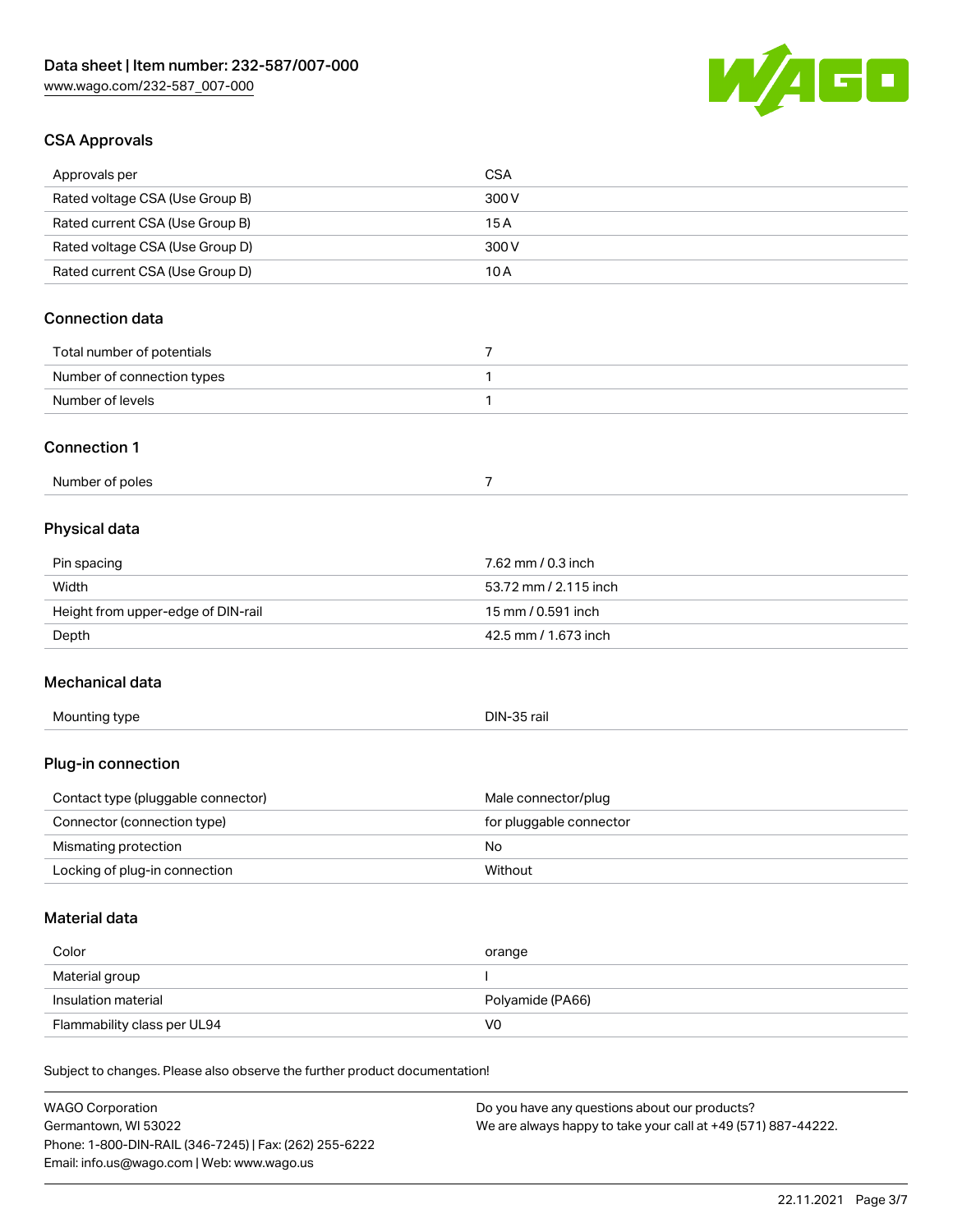## CSA Approvals

| | |
|---|---|
| Approvals per | CSA |
| Rated voltage CSA (Use Group B) | 300 V |
| Rated current CSA (Use Group B) | 15 A |
| Rated voltage CSA (Use Group D) | 300 V |
| Rated current CSA (Use Group D) | 10 A |

## Connection data

| | |
|---|---|
| Total number of potentials | 7 |
| Number of connection types | 1 |
| Number of levels | 1 |

## Connection 1

| | |
|---|---|
| Number of poles | 7 |

## Physical data

| | |
|---|---|
| Pin spacing | 7.62 mm / 0.3 inch |
| Width | 53.72 mm / 2.115 inch |
| Height from upper-edge of DIN-rail | 15 mm / 0.591 inch |
| Depth | 42.5 mm / 1.673 inch |

## Mechanical data

| | |
|---|---|
| Mounting type | DIN-35 rail |

## Plug-in connection

| | |
|---|---|
| Contact type (pluggable connector) | Male connector/plug |
| Connector (connection type) | for pluggable connector |
| Mismating protection | No |
| Locking of plug-in connection | Without |

## Material data

| | |
|---|---|
| Color | orange |
| Material group | I |
| Insulation material | Polyamide (PA66) |
| Flammability class per UL94 | V0 |

Subject to changes. Please also observe the further product documentation!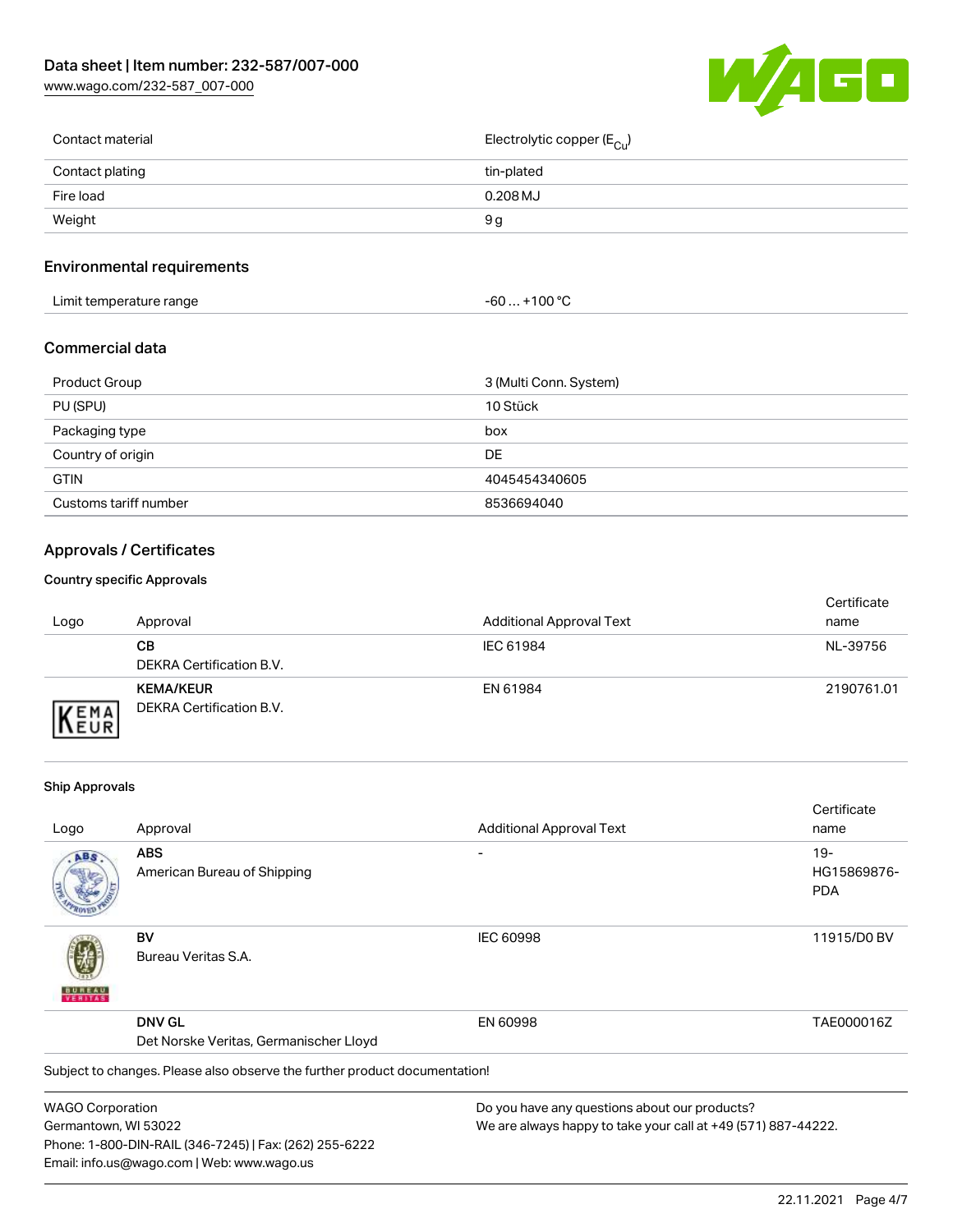| | |
|---|---|
| Contact material | Electrolytic copper ($E_{Cu}$) |
| Contact plating | tin-plated |
| Fire load | 0.208 MJ |
| Weight | 9 g |

## Environmental requirements

| | |
|---|---|
| Limit temperature range | -60 … +100 °C |

## Commercial data

| | |
|---|---|
| Product Group | 3 (Multi Conn. System) |
| PU (SPU) | 10 Stück |
| Packaging type | box |
| Country of origin | DE |
| GTIN | 4045454340605 |
| Customs tariff number | 8536694040 |

## Approvals / Certificates

### Country specific Approvals

| Logo | Approval | Additional Approval Text | Certificate name |
|---|---|---|---|
| | **CB** DEKRA Certification B.V. | IEC 61984 | NL-39756 |
| | **KEMA/KEUR** DEKRA Certification B.V. | EN 61984 | 2190761.01 |

### Ship Approvals

| Logo | Approval | Additional Approval Text | Certificate name |
|---|---|---|---|
| | **ABS** American Bureau of Shipping | - | 19-HG15869876-PDA |
| | **BV** Bureau Veritas S.A. | IEC 60998 | 11915/D0 BV |
| | **DNV GL** Det Norske Veritas, Germanischer Lloyd | EN 60998 | TAE000016Z |

Subject to changes. Please also observe the further product documentation!

WAGO Corporation
Germantown, WI 53022
Phone: 1-800-DIN-RAIL (346-7245) | Fax: (262) 255-6222
Email: info.us@wago.com | Web: www.wago.us

Do you have any questions about our products?
We are always happy to take your call at +49 (571) 887-44222.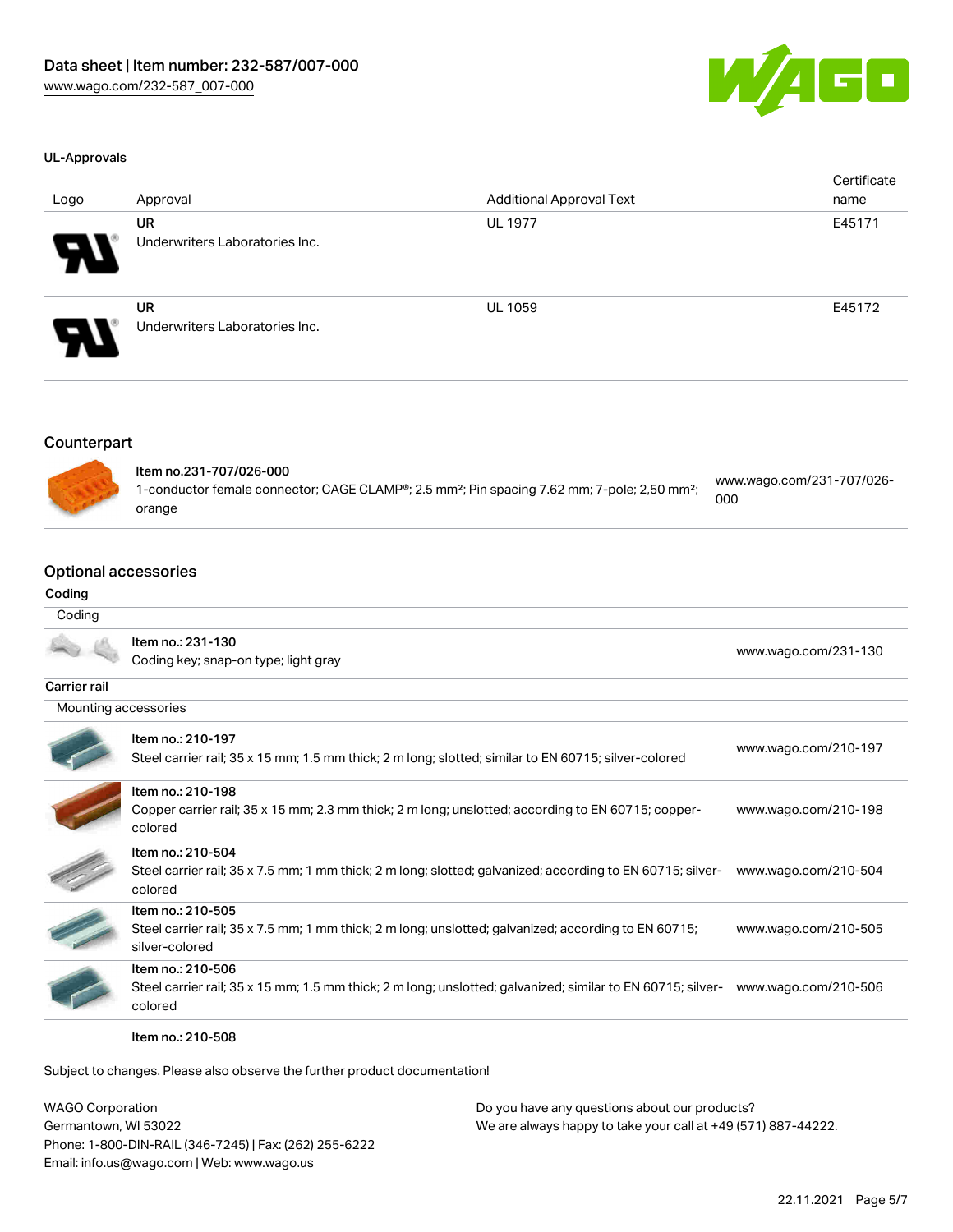#### UL-Approvals

| Logo | Approval | Additional Approval Text | Certificate name |
|---|---|---|---|
| | **UR** Underwriters Laboratories Inc. | UL 1977 | E45171 |
| | **UR** Underwriters Laboratories Inc. | UL 1059 | E45172 |

### Counterpart

| | | |
|---|---|---|
| | **Item no.231-707/026-000** 1-conductor female connector; CAGE CLAMP®; 2.5 mm²; Pin spacing 7.62 mm; 7-pole; 2,50 mm²; orange | www.wago.com/231-707/026-000 |

### Optional accessories

**Coding**

| Coding | | |
|---|---|---|
| | Item no.: 231-130 Coding key; snap-on type; light gray | www.wago.com/231-130 |

**Carrier rail**

| Mounting accessories | | |
|---|---|---|
| | Item no.: 210-197 Steel carrier rail; 35 x 15 mm; 1.5 mm thick; 2 m long; slotted; similar to EN 60715; silver-colored | www.wago.com/210-197 |
| | Item no.: 210-198 Copper carrier rail; 35 x 15 mm; 2.3 mm thick; 2 m long; unslotted; according to EN 60715; copper-colored | www.wago.com/210-198 |
| | Item no.: 210-504 Steel carrier rail; 35 x 7.5 mm; 1 mm thick; 2 m long; slotted; galvanized; according to EN 60715; silver-colored | www.wago.com/210-504 |
| | Item no.: 210-505 Steel carrier rail; 35 x 7.5 mm; 1 mm thick; 2 m long; unslotted; galvanized; according to EN 60715; silver-colored | www.wago.com/210-505 |
| | Item no.: 210-506 Steel carrier rail; 35 x 15 mm; 1.5 mm thick; 2 m long; unslotted; galvanized; similar to EN 60715; silver-colored | www.wago.com/210-506 |
| | Item no.: 210-508 | |

Subject to changes. Please also observe the further product documentation!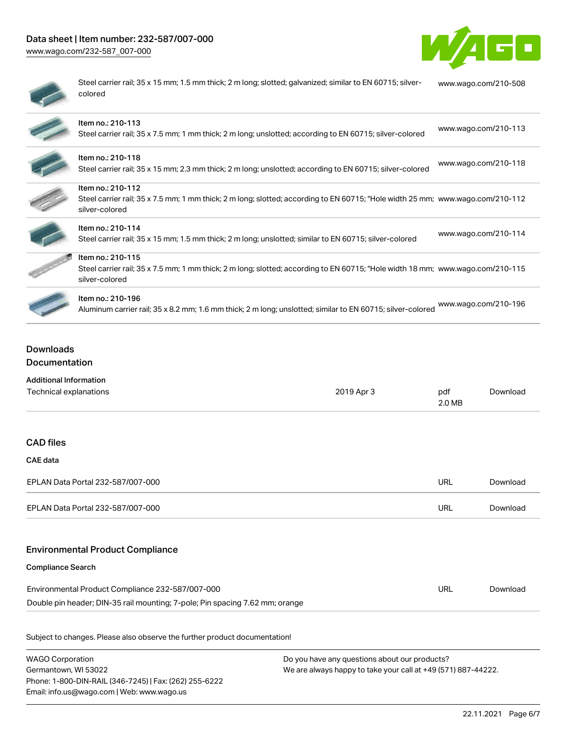| | | |
|---|---|---|
| | Steel carrier rail; 35 x 15 mm; 1.5 mm thick; 2 m long; slotted; galvanized; similar to EN 60715; silver-colored | www.wago.com/210-508 |
| | Item no.: 210-113<br>Steel carrier rail; 35 x 7.5 mm; 1 mm thick; 2 m long; unslotted; according to EN 60715; silver-colored | www.wago.com/210-113 |
| | Item no.: 210-118<br>Steel carrier rail; 35 x 15 mm; 2.3 mm thick; 2 m long; unslotted; according to EN 60715; silver-colored | www.wago.com/210-118 |
| | Item no.: 210-112<br>Steel carrier rail; 35 x 7.5 mm; 1 mm thick; 2 m long; slotted; according to EN 60715; "Hole width 25 mm; silver-colored | www.wago.com/210-112 |
| | Item no.: 210-114<br>Steel carrier rail; 35 x 15 mm; 1.5 mm thick; 2 m long; unslotted; similar to EN 60715; silver-colored | www.wago.com/210-114 |
| | Item no.: 210-115<br>Steel carrier rail; 35 x 7.5 mm; 1 mm thick; 2 m long; slotted; according to EN 60715; "Hole width 18 mm; silver-colored | www.wago.com/210-115 |
| | Item no.: 210-196<br>Aluminum carrier rail; 35 x 8.2 mm; 1.6 mm thick; 2 m long; unslotted; similar to EN 60715; silver-colored | www.wago.com/210-196 |

## Downloads

### Documentation

**Additional Information**

| | | | |
|---|---|---|---|
| Technical explanations | 2019 Apr 3 | pdf<br>2.0 MB | Download |

### CAD files

**CAE data**

| | | |
|---|---|---|
| EPLAN Data Portal 232-587/007-000 | URL | Download |
| EPLAN Data Portal 232-587/007-000 | URL | Download |

### Environmental Product Compliance

**Compliance Search**

| | | |
|---|---|---|
| Environmental Product Compliance 232-587/007-000<br>Double pin header; DIN-35 rail mounting; 7-pole; Pin spacing 7.62 mm; orange | URL | Download |

Subject to changes. Please also observe the further product documentation!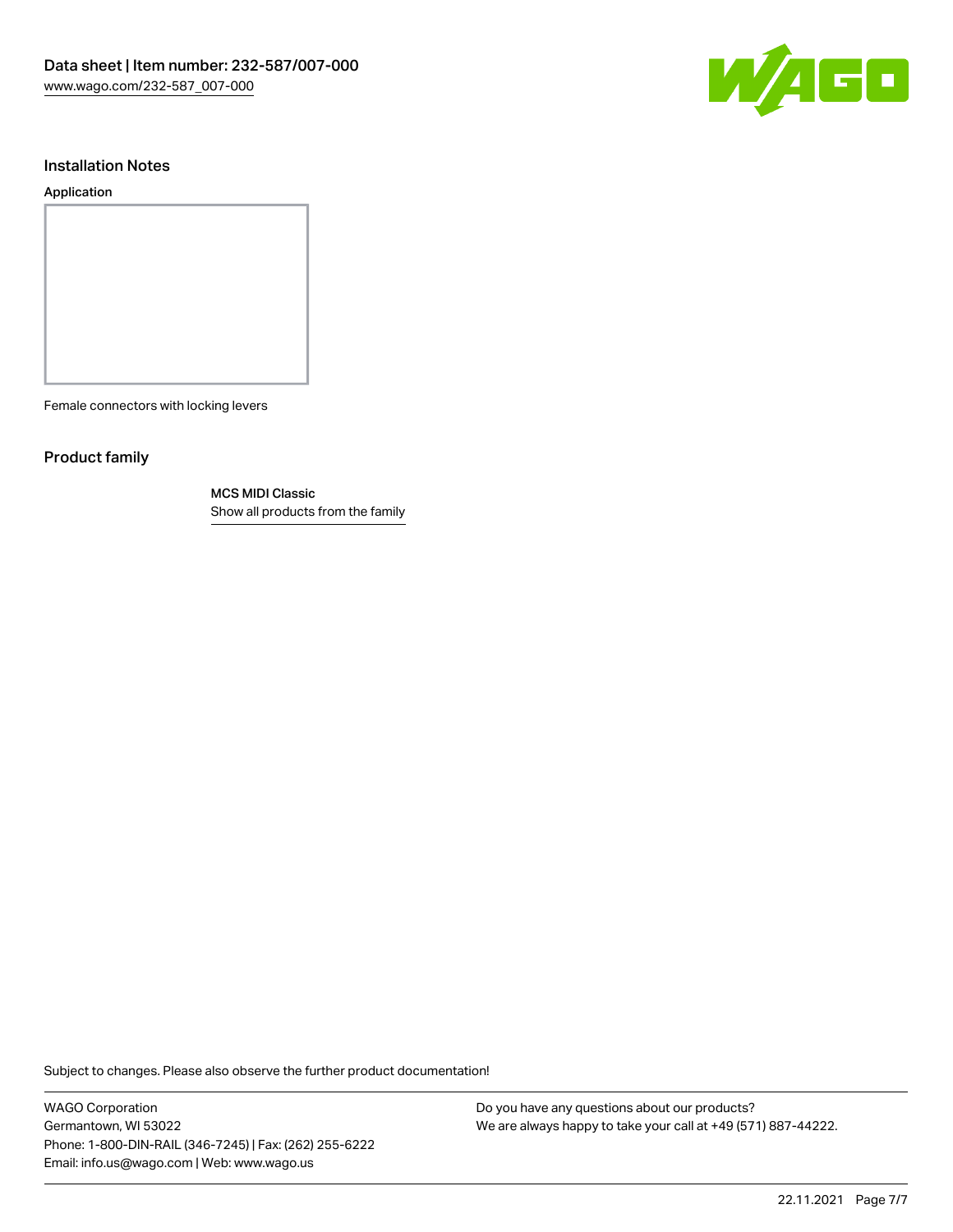## Installation Notes

### Application

Female connectors with locking levers

## Product family

**MCS MIDI Classic**
Show all products from the family

Subject to changes. Please also observe the further product documentation!

WAGO Corporation
Germantown, WI 53022
Phone: 1-800-DIN-RAIL (346-7245) | Fax: (262) 255-6222
Email: info.us@wago.com | Web: www.wago.us

Do you have any questions about our products?
We are always happy to take your call at +49 (571) 887-44222.